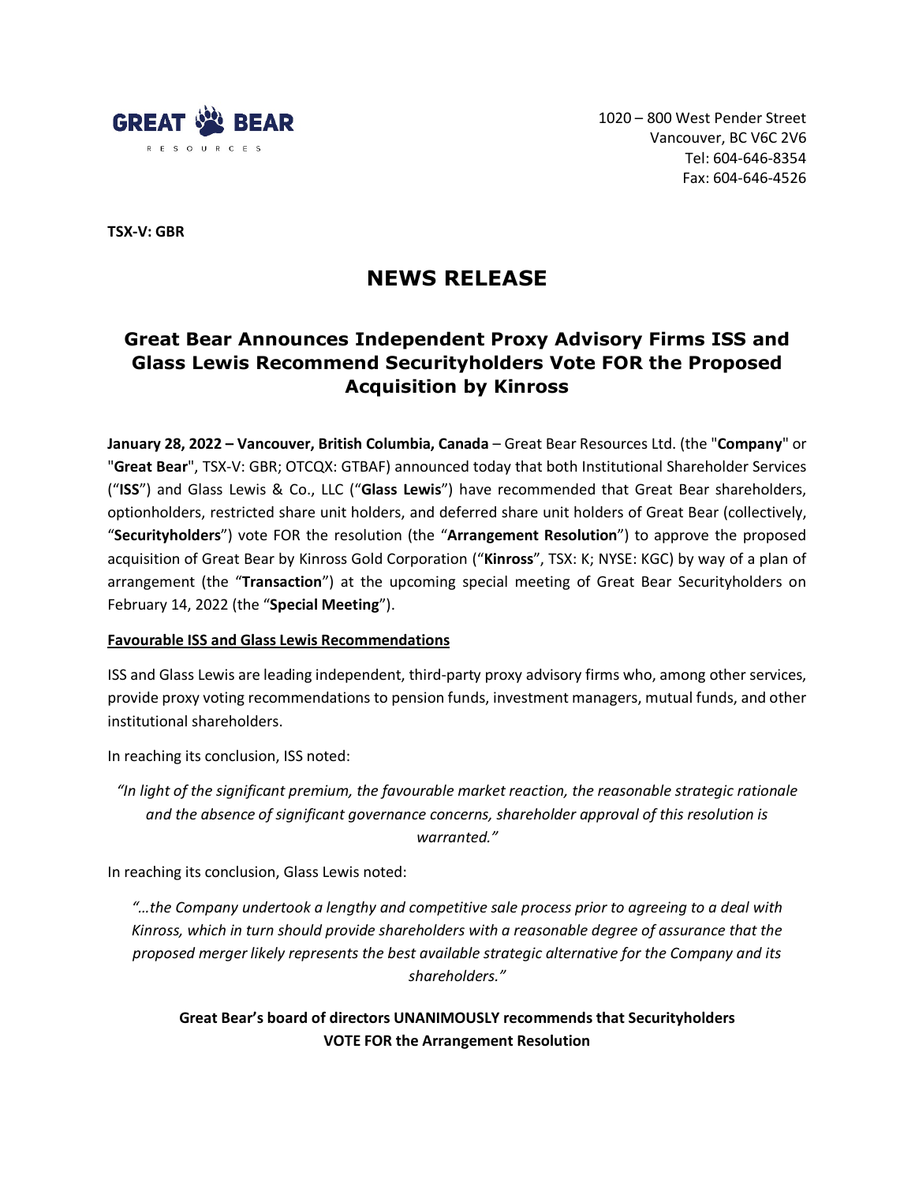GREAT BEAR RESOURCES

1020 – 800 West Pender Street
Vancouver, BC V6C 2V6
Tel: 604-646-8354
Fax: 604-646-4526

**TSX-V: GBR**

# NEWS RELEASE

## Great Bear Announces Independent Proxy Advisory Firms ISS and Glass Lewis Recommend Securityholders Vote FOR the Proposed Acquisition by Kinross

**January 28, 2022 – Vancouver, British Columbia, Canada** – Great Bear Resources Ltd. (the "**Company**" or "**Great Bear**", TSX-V: GBR; OTCQX: GTBAF) announced today that both Institutional Shareholder Services ("**ISS**") and Glass Lewis & Co., LLC ("**Glass Lewis**") have recommended that Great Bear shareholders, optionholders, restricted share unit holders, and deferred share unit holders of Great Bear (collectively, "**Securityholders**") vote FOR the resolution (the "**Arrangement Resolution**") to approve the proposed acquisition of Great Bear by Kinross Gold Corporation ("**Kinross**", TSX: K; NYSE: KGC) by way of a plan of arrangement (the "**Transaction**") at the upcoming special meeting of Great Bear Securityholders on February 14, 2022 (the "**Special Meeting**").

**Favourable ISS and Glass Lewis Recommendations**

ISS and Glass Lewis are leading independent, third-party proxy advisory firms who, among other services, provide proxy voting recommendations to pension funds, investment managers, mutual funds, and other institutional shareholders.

In reaching its conclusion, ISS noted:

*"In light of the significant premium, the favourable market reaction, the reasonable strategic rationale and the absence of significant governance concerns, shareholder approval of this resolution is warranted."*

In reaching its conclusion, Glass Lewis noted:

*"…the Company undertook a lengthy and competitive sale process prior to agreeing to a deal with Kinross, which in turn should provide shareholders with a reasonable degree of assurance that the proposed merger likely represents the best available strategic alternative for the Company and its shareholders."*

**Great Bear's board of directors UNANIMOUSLY recommends that Securityholders VOTE FOR the Arrangement Resolution**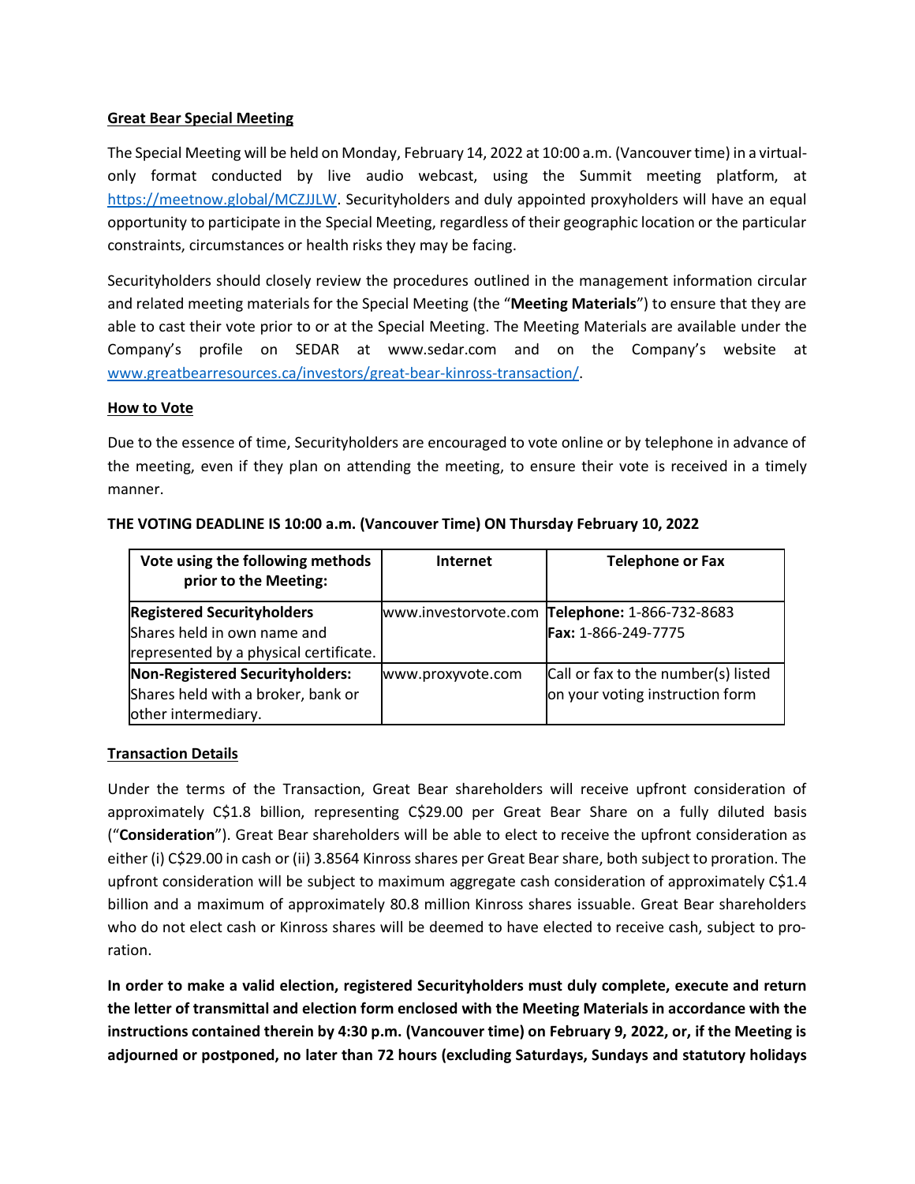**Great Bear Special Meeting**

The Special Meeting will be held on Monday, February 14, 2022 at 10:00 a.m. (Vancouver time) in a virtual-only format conducted by live audio webcast, using the Summit meeting platform, at https://meetnow.global/MCZJJLW. Securityholders and duly appointed proxyholders will have an equal opportunity to participate in the Special Meeting, regardless of their geographic location or the particular constraints, circumstances or health risks they may be facing.

Securityholders should closely review the procedures outlined in the management information circular and related meeting materials for the Special Meeting (the "**Meeting Materials**") to ensure that they are able to cast their vote prior to or at the Special Meeting. The Meeting Materials are available under the Company's profile on SEDAR at www.sedar.com and on the Company's website at www.greatbearresources.ca/investors/great-bear-kinross-transaction/.

**How to Vote**

Due to the essence of time, Securityholders are encouraged to vote online or by telephone in advance of the meeting, even if they plan on attending the meeting, to ensure their vote is received in a timely manner.

**THE VOTING DEADLINE IS 10:00 a.m. (Vancouver Time) ON Thursday February 10, 2022**

| Vote using the following methods prior to the Meeting: | Internet | Telephone or Fax |
|---|---|---|
| **Registered Securityholders** Shares held in own name and represented by a physical certificate. | www.investorvote.com | **Telephone:** 1-866-732-8683 **Fax:** 1-866-249-7775 |
| **Non-Registered Securityholders:** Shares held with a broker, bank or other intermediary. | www.proxyvote.com | Call or fax to the number(s) listed on your voting instruction form |

**Transaction Details**

Under the terms of the Transaction, Great Bear shareholders will receive upfront consideration of approximately C$1.8 billion, representing C$29.00 per Great Bear Share on a fully diluted basis ("**Consideration**"). Great Bear shareholders will be able to elect to receive the upfront consideration as either (i) C$29.00 in cash or (ii) 3.8564 Kinross shares per Great Bear share, both subject to proration. The upfront consideration will be subject to maximum aggregate cash consideration of approximately C$1.4 billion and a maximum of approximately 80.8 million Kinross shares issuable. Great Bear shareholders who do not elect cash or Kinross shares will be deemed to have elected to receive cash, subject to proration.

**In order to make a valid election, registered Securityholders must duly complete, execute and return the letter of transmittal and election form enclosed with the Meeting Materials in accordance with the instructions contained therein by 4:30 p.m. (Vancouver time) on February 9, 2022, or, if the Meeting is adjourned or postponed, no later than 72 hours (excluding Saturdays, Sundays and statutory holidays**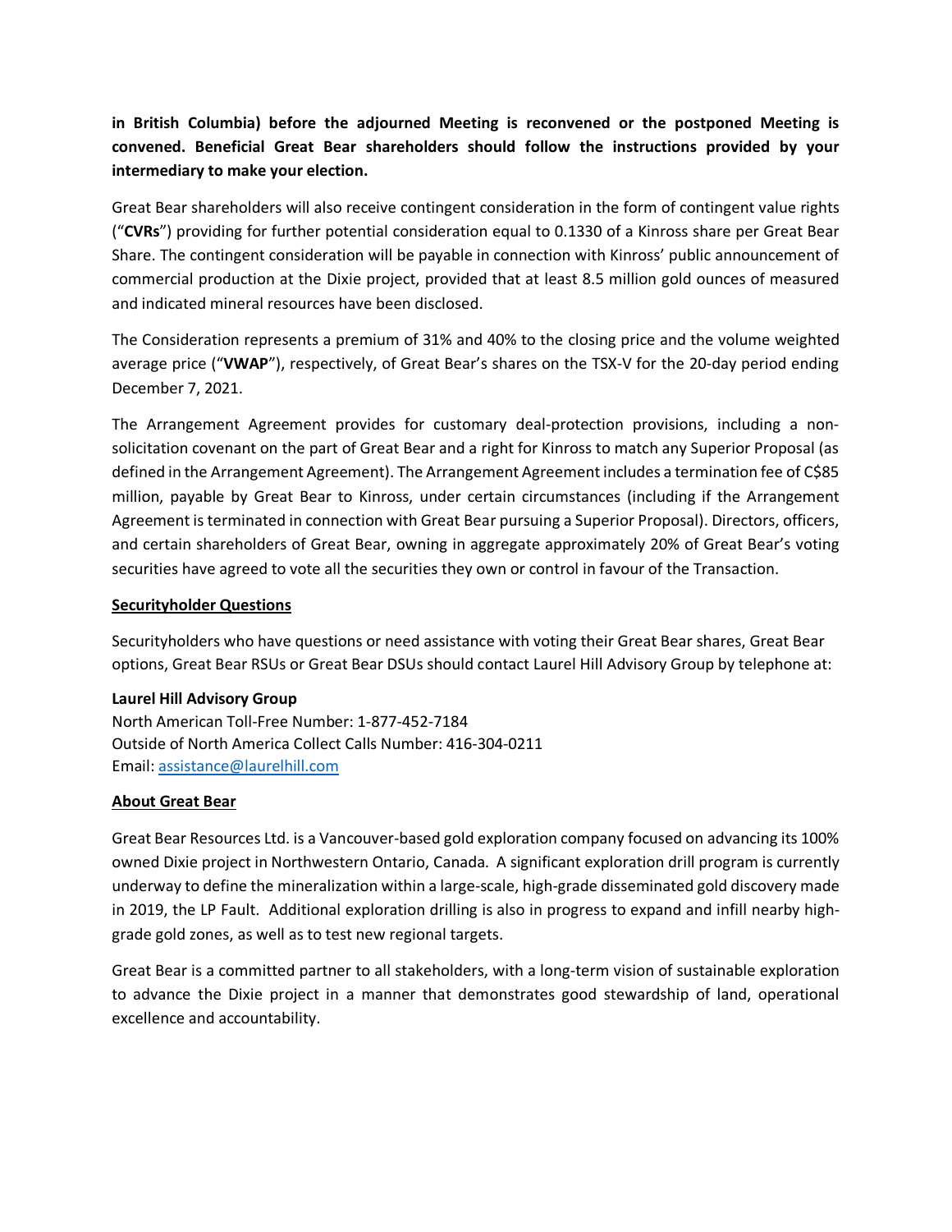**in British Columbia) before the adjourned Meeting is reconvened or the postponed Meeting is convened. Beneficial Great Bear shareholders should follow the instructions provided by your intermediary to make your election.**

Great Bear shareholders will also receive contingent consideration in the form of contingent value rights ("**CVRs**") providing for further potential consideration equal to 0.1330 of a Kinross share per Great Bear Share. The contingent consideration will be payable in connection with Kinross' public announcement of commercial production at the Dixie project, provided that at least 8.5 million gold ounces of measured and indicated mineral resources have been disclosed.

The Consideration represents a premium of 31% and 40% to the closing price and the volume weighted average price ("**VWAP**"), respectively, of Great Bear's shares on the TSX-V for the 20-day period ending December 7, 2021.

The Arrangement Agreement provides for customary deal-protection provisions, including a non-solicitation covenant on the part of Great Bear and a right for Kinross to match any Superior Proposal (as defined in the Arrangement Agreement). The Arrangement Agreement includes a termination fee of C$85 million, payable by Great Bear to Kinross, under certain circumstances (including if the Arrangement Agreement is terminated in connection with Great Bear pursuing a Superior Proposal). Directors, officers, and certain shareholders of Great Bear, owning in aggregate approximately 20% of Great Bear's voting securities have agreed to vote all the securities they own or control in favour of the Transaction.

**Securityholder Questions**

Securityholders who have questions or need assistance with voting their Great Bear shares, Great Bear options, Great Bear RSUs or Great Bear DSUs should contact Laurel Hill Advisory Group by telephone at:

**Laurel Hill Advisory Group**
North American Toll-Free Number: 1-877-452-7184
Outside of North America Collect Calls Number: 416-304-0211
Email: assistance@laurelhill.com

**About Great Bear**

Great Bear Resources Ltd. is a Vancouver-based gold exploration company focused on advancing its 100% owned Dixie project in Northwestern Ontario, Canada. A significant exploration drill program is currently underway to define the mineralization within a large-scale, high-grade disseminated gold discovery made in 2019, the LP Fault. Additional exploration drilling is also in progress to expand and infill nearby high-grade gold zones, as well as to test new regional targets.

Great Bear is a committed partner to all stakeholders, with a long-term vision of sustainable exploration to advance the Dixie project in a manner that demonstrates good stewardship of land, operational excellence and accountability.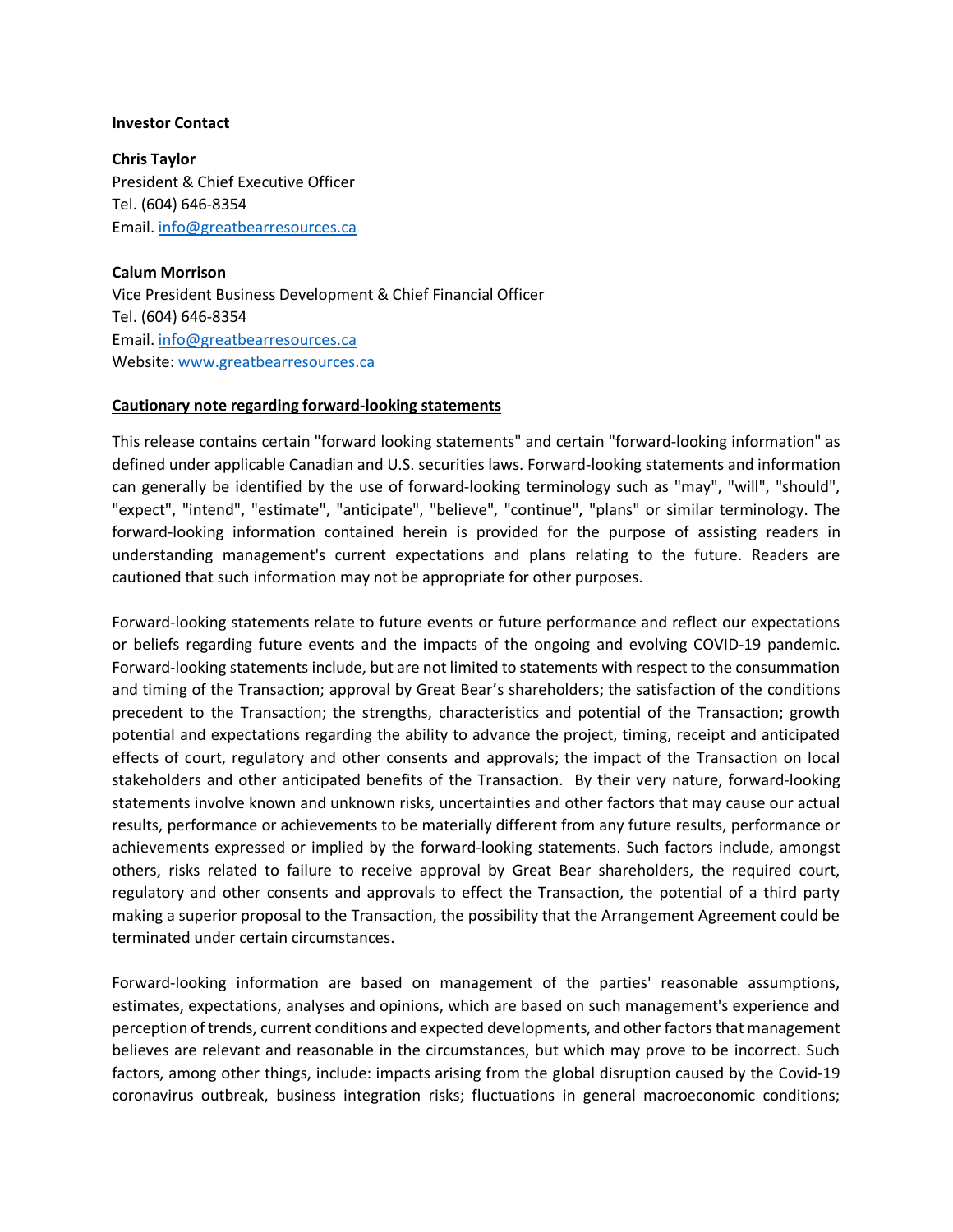**Investor Contact**

**Chris Taylor**
President & Chief Executive Officer
Tel. (604) 646-8354
Email. info@greatbearresources.ca

**Calum Morrison**
Vice President Business Development & Chief Financial Officer
Tel. (604) 646-8354
Email. info@greatbearresources.ca
Website: www.greatbearresources.ca

**Cautionary note regarding forward-looking statements**

This release contains certain "forward looking statements" and certain "forward-looking information" as defined under applicable Canadian and U.S. securities laws. Forward-looking statements and information can generally be identified by the use of forward-looking terminology such as "may", "will", "should", "expect", "intend", "estimate", "anticipate", "believe", "continue", "plans" or similar terminology. The forward-looking information contained herein is provided for the purpose of assisting readers in understanding management's current expectations and plans relating to the future. Readers are cautioned that such information may not be appropriate for other purposes.

Forward-looking statements relate to future events or future performance and reflect our expectations or beliefs regarding future events and the impacts of the ongoing and evolving COVID-19 pandemic. Forward-looking statements include, but are not limited to statements with respect to the consummation and timing of the Transaction; approval by Great Bear's shareholders; the satisfaction of the conditions precedent to the Transaction; the strengths, characteristics and potential of the Transaction; growth potential and expectations regarding the ability to advance the project, timing, receipt and anticipated effects of court, regulatory and other consents and approvals; the impact of the Transaction on local stakeholders and other anticipated benefits of the Transaction. By their very nature, forward-looking statements involve known and unknown risks, uncertainties and other factors that may cause our actual results, performance or achievements to be materially different from any future results, performance or achievements expressed or implied by the forward-looking statements. Such factors include, amongst others, risks related to failure to receive approval by Great Bear shareholders, the required court, regulatory and other consents and approvals to effect the Transaction, the potential of a third party making a superior proposal to the Transaction, the possibility that the Arrangement Agreement could be terminated under certain circumstances.

Forward-looking information are based on management of the parties' reasonable assumptions, estimates, expectations, analyses and opinions, which are based on such management's experience and perception of trends, current conditions and expected developments, and other factors that management believes are relevant and reasonable in the circumstances, but which may prove to be incorrect. Such factors, among other things, include: impacts arising from the global disruption caused by the Covid-19 coronavirus outbreak, business integration risks; fluctuations in general macroeconomic conditions;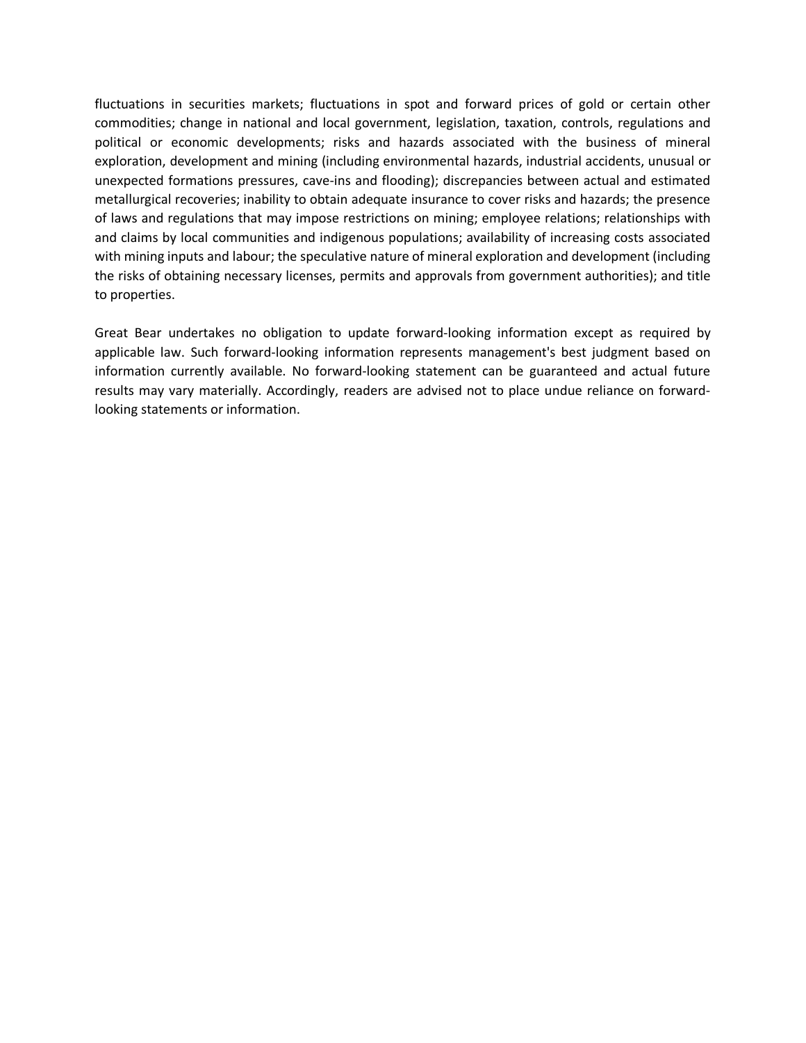fluctuations in securities markets; fluctuations in spot and forward prices of gold or certain other commodities; change in national and local government, legislation, taxation, controls, regulations and political or economic developments; risks and hazards associated with the business of mineral exploration, development and mining (including environmental hazards, industrial accidents, unusual or unexpected formations pressures, cave-ins and flooding); discrepancies between actual and estimated metallurgical recoveries; inability to obtain adequate insurance to cover risks and hazards; the presence of laws and regulations that may impose restrictions on mining; employee relations; relationships with and claims by local communities and indigenous populations; availability of increasing costs associated with mining inputs and labour; the speculative nature of mineral exploration and development (including the risks of obtaining necessary licenses, permits and approvals from government authorities); and title to properties.

Great Bear undertakes no obligation to update forward-looking information except as required by applicable law. Such forward-looking information represents management's best judgment based on information currently available. No forward-looking statement can be guaranteed and actual future results may vary materially. Accordingly, readers are advised not to place undue reliance on forward-looking statements or information.